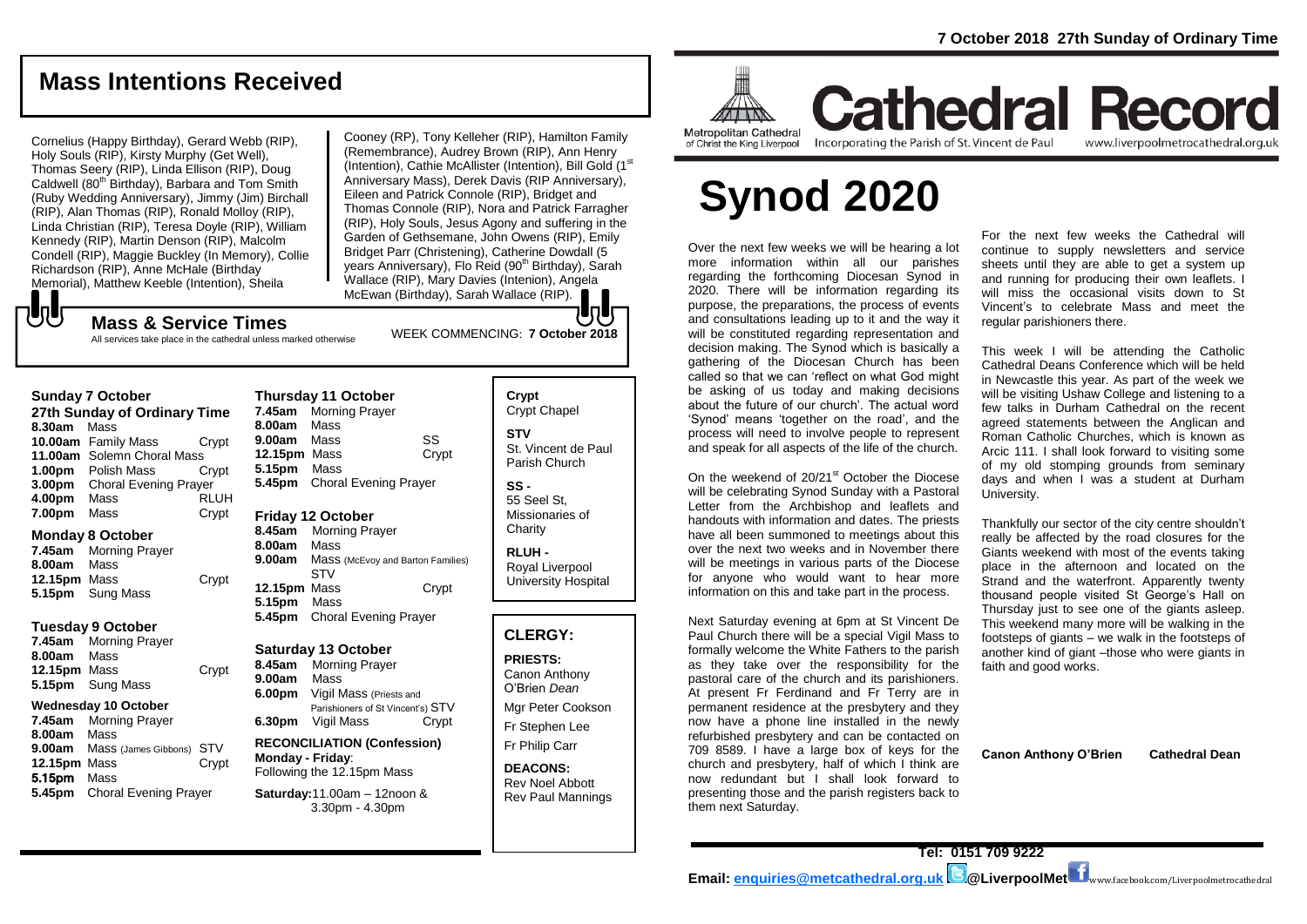# Mass Intentions Received

Cornelius (Happy Birthday), Gerard Webb (RIP), Holy Souls (RIP), Kirsty Murphy (Get Well), Thomas Seery (RIP), Linda Ellison (RIP), Doug Caldwell (80th Birthday), Barbara and Tom Smith (Ruby Wedding Anniversary), Jimmy (Jim) Birchall (RIP), Alan Thomas (RIP), Ronald Molloy (RIP), Linda Christian (RIP), Teresa Doyle (RIP), William Kennedy (RIP), Martin Denson (RIP), Malcolm Condell (RIP), Maggie Buckley (In Memory), Collie Richardson (RIP), Anne McHale (Birthday Memorial), Matthew Keeble (Intention), Sheila Cooney (RP), Tony Kelleher (RIP), Hamilton Family (Remembrance), Audrey Brown (RIP), Ann Henry (Intention), Cathie McAllister (Intention), Bill Gold (1st Anniversary Mass), Derek Davis (RIP Anniversary), Eileen and Patrick Connole (RIP), Bridget and Thomas Connole (RIP), Nora and Patrick Farragher (RIP), Holy Souls, Jesus Agony and suffering in the Garden of Gethsemane, John Owens (RIP), Emily Bridget Parr (Christening), Catherine Dowdall (5 years Anniversary), Flo Reid (90th Birthday), Sarah Wallace (RIP), Mary Davies (Intenion), Angela McEwan (Birthday), Sarah Wallace (RIP).

## Mass & Service Times

All services take place in the cathedral unless marked otherwise

WEEK COMMENCING: **7 October 2018**

### Sunday 7 October
**27th Sunday of Ordinary Time**

| | | |
|---|---|---|
| **8.30am** | Mass | |
| **10.00am** | Family Mass | Crypt |
| **11.00am** | Solemn Choral Mass | |
| **1.00pm** | Polish Mass | Crypt |
| **3.00pm** | Choral Evening Prayer | |
| **4.00pm** | Mass | RLUH |
| **7.00pm** | Mass | Crypt |

### Monday 8 October

| | | |
|---|---|---|
| **7.45am** | Morning Prayer | |
| **8.00am** | Mass | |
| **12.15pm** | Mass | Crypt |
| **5.15pm** | Sung Mass | |

### Tuesday 9 October

| | | |
|---|---|---|
| **7.45am** | Morning Prayer | |
| **8.00am** | Mass | |
| **12.15pm** | Mass | Crypt |
| **5.15pm** | Sung Mass | |

### Wednesday 10 October

| | | |
|---|---|---|
| **7.45am** | Morning Prayer | |
| **8.00am** | Mass | |
| **9.00am** | Mass (James Gibbons) | STV |
| **12.15pm** | Mass | Crypt |
| **5.15pm** | Mass | |
| **5.45pm** | Choral Evening Prayer | |

### Thursday 11 October

| | | |
|---|---|---|
| **7.45am** | Morning Prayer | |
| **8.00am** | Mass | |
| **9.00am** | Mass | SS |
| **12.15pm** | Mass | Crypt |
| **5.15pm** | Mass | |
| **5.45pm** | Choral Evening Prayer | |

### Friday 12 October

| | | |
|---|---|---|
| **8.45am** | Morning Prayer | |
| **8.00am** | Mass | |
| **9.00am** | Mass (McEvoy and Barton Families) | STV |
| **12.15pm** | Mass | Crypt |
| **5.15pm** | Mass | |
| **5.45pm** | Choral Evening Prayer | |

### Saturday 13 October

| | | |
|---|---|---|
| **8.45am** | Morning Prayer | |
| **9.00am** | Mass | |
| **6.00pm** | Vigil Mass (Priests and Parishioners of St Vincent's) | STV |
| **6.30pm** | Vigil Mass | Crypt |

**RECONCILIATION (Confession)**
**Monday - Friday**: Following the 12.15pm Mass

**Saturday:** 11.00am – 12noon & 3.30pm - 4.30pm

**Crypt** Crypt Chapel

**STV** St. Vincent de Paul Parish Church

**SS -** 55 Seel St, Missionaries of Charity

**RLUH -** Royal Liverpool University Hospital

## CLERGY:

**PRIESTS:**
Canon Anthony O'Brien *Dean*
Mgr Peter Cookson
Fr Stephen Lee
Fr Philip Carr

**DEACONS:**
Rev Noel Abbott
Rev Paul Mannings

7 October 2018 27th Sunday of Ordinary Time

Metropolitan Cathedral of Christ the King Liverpool

# Cathedral Record

Incorporating the Parish of St. Vincent de Paul — www.liverpoolmetrocathedral.org.uk

# Synod 2020

Over the next few weeks we will be hearing a lot more information within all our parishes regarding the forthcoming Diocesan Synod in 2020. There will be information regarding its purpose, the preparations, the process of events and consultations leading up to it and the way it will be constituted regarding representation and decision making. The Synod which is basically a gathering of the Diocesan Church has been called so that we can 'reflect on what God might be asking of us today and making decisions about the future of our church'. The actual word 'Synod' means 'together on the road', and the process will need to involve people to represent and speak for all aspects of the life of the church.

On the weekend of 20/21st October the Diocese will be celebrating Synod Sunday with a Pastoral Letter from the Archbishop and leaflets and handouts with information and dates. The priests have all been summoned to meetings about this over the next two weeks and in November there will be meetings in various parts of the Diocese for anyone who would want to hear more information on this and take part in the process.

Next Saturday evening at 6pm at St Vincent De Paul Church there will be a special Vigil Mass to formally welcome the White Fathers to the parish as they take over the responsibility for the pastoral care of the church and its parishioners. At present Fr Ferdinand and Fr Terry are in permanent residence at the presbytery and they now have a phone line installed in the newly refurbished presbytery and can be contacted on 709 8589. I have a large box of keys for the church and presbytery, half of which I think are now redundant but I shall look forward to presenting those and the parish registers back to them next Saturday.

For the next few weeks the Cathedral will continue to supply newsletters and service sheets until they are able to get a system up and running for producing their own leaflets. I will miss the occasional visits down to St Vincent's to celebrate Mass and meet the regular parishioners there.

This week I will be attending the Catholic Cathedral Deans Conference which will be held in Newcastle this year. As part of the week we will be visiting Ushaw College and listening to a few talks in Durham Cathedral on the recent agreed statements between the Anglican and Roman Catholic Churches, which is known as Arcic 111. I shall look forward to visiting some of my old stomping grounds from seminary days and when I was a student at Durham University.

Thankfully our sector of the city centre shouldn't really be affected by the road closures for the Giants weekend with most of the events taking place in the afternoon and located on the Strand and the waterfront. Apparently twenty thousand people visited St George's Hall on Thursday just to see one of the giants asleep. This weekend many more will be walking in the footsteps of giants – we walk in the footsteps of another kind of giant –those who were giants in faith and good works.

**Canon Anthony O'Brien Cathedral Dean**

**Tel: 0151 709 9222**

**Email: enquiries@metcathedral.org.uk @LiverpoolMet** www.facebook.com/Liverpoolmetrocathedral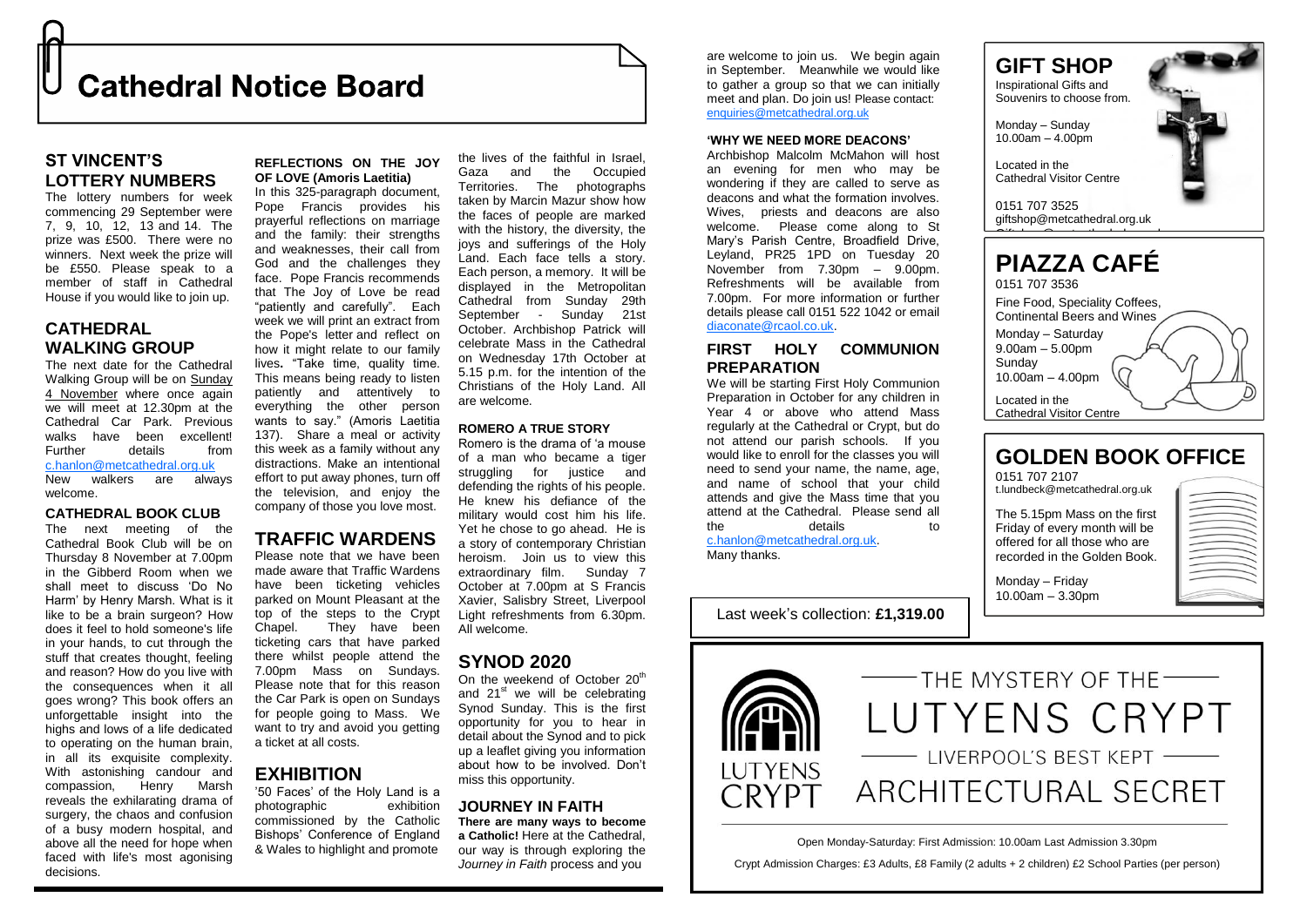# Cathedral Notice Board

## ST VINCENT'S LOTTERY NUMBERS

The lottery numbers for week commencing 29 September were 7, 9, 10, 12, 13 and 14. The prize was £500. There were no winners. Next week the prize will be £550. Please speak to a member of staff in Cathedral House if you would like to join up.

## CATHEDRAL WALKING GROUP

The next date for the Cathedral Walking Group will be on Sunday 4 November where once again we will meet at 12.30pm at the Cathedral Car Park. Previous walks have been excellent! Further details from c.hanlon@metcathedral.org.uk New walkers are always welcome.

### CATHEDRAL BOOK CLUB

The next meeting of the Cathedral Book Club will be on Thursday 8 November at 7.00pm in the Gibberd Room when we shall meet to discuss 'Do No Harm' by Henry Marsh. What is it like to be a brain surgeon? How does it feel to hold someone's life in your hands, to cut through the stuff that creates thought, feeling and reason? How do you live with the consequences when it all goes wrong? This book offers an unforgettable insight into the highs and lows of a life dedicated to operating on the human brain, in all its exquisite complexity. With astonishing candour and compassion, Henry Marsh reveals the exhilarating drama of surgery, the chaos and confusion of a busy modern hospital, and above all the need for hope when faced with life's most agonising decisions.

### REFLECTIONS ON THE JOY OF LOVE (Amoris Laetitia)

In this 325-paragraph document, Pope Francis provides his prayerful reflections on marriage and the family: their strengths and weaknesses, their call from God and the challenges they face. Pope Francis recommends that The Joy of Love be read "patiently and carefully". Each week we will print an extract from the Pope's letter and reflect on how it might relate to our family lives. "Take time, quality time. This means being ready to listen patiently and attentively to everything the other person wants to say." (Amoris Laetitia 137). Share a meal or activity this week as a family without any distractions. Make an intentional effort to put away phones, turn off the television, and enjoy the company of those you love most.

## TRAFFIC WARDENS

Please note that we have been made aware that Traffic Wardens have been ticketing vehicles parked on Mount Pleasant at the top of the steps to the Crypt Chapel. They have been ticketing cars that have parked there whilst people attend the 7.00pm Mass on Sundays. Please note that for this reason the Car Park is open on Sundays for people going to Mass. We want to try and avoid you getting a ticket at all costs.

## EXHIBITION

'50 Faces' of the Holy Land is a photographic exhibition commissioned by the Catholic Bishops' Conference of England & Wales to highlight and promote the lives of the faithful in Israel, Gaza and the Occupied Territories. The photographs taken by Marcin Mazur show how the faces of people are marked with the history, the diversity, the joys and sufferings of the Holy Land. Each face tells a story. Each person, a memory. It will be displayed in the Metropolitan Cathedral from Sunday 29th September - Sunday 21st October. Archbishop Patrick will celebrate Mass in the Cathedral on Wednesday 17th October at 5.15 p.m. for the intention of the Christians of the Holy Land. All are welcome.

### ROMERO A TRUE STORY

Romero is the drama of 'a mouse of a man who became a tiger struggling for justice and defending the rights of his people. He knew his defiance of the military would cost him his life. Yet he chose to go ahead. He is a story of contemporary Christian heroism. Join us to view this extraordinary film. Sunday 7 October at 7.00pm at S Francis Xavier, Salisbry Street, Liverpool Light refreshments from 6.30pm. All welcome.

## SYNOD 2020

On the weekend of October 20th and 21st we will be celebrating Synod Sunday. This is the first opportunity for you to hear in detail about the Synod and to pick up a leaflet giving you information about how to be involved. Don't miss this opportunity.

### JOURNEY IN FAITH

**There are many ways to become a Catholic!** Here at the Cathedral, our way is through exploring the *Journey in Faith* process and you are welcome to join us. We begin again in September. Meanwhile we would like to gather a group so that we can initially meet and plan. Do join us! Please contact: enquiries@metcathedral.org.uk

### 'WHY WE NEED MORE DEACONS'

Archbishop Malcolm McMahon will host an evening for men who may be wondering if they are called to serve as deacons and what the formation involves. Wives, priests and deacons are also welcome. Please come along to St Mary's Parish Centre, Broadfield Drive, Leyland, PR25 1PD on Tuesday 20 November from 7.30pm – 9.00pm. Refreshments will be available from 7.00pm. For more information or further details please call 0151 522 1042 or email diaconate@rcaol.co.uk.

## FIRST HOLY COMMUNION PREPARATION

We will be starting First Holy Communion Preparation in October for any children in Year 4 or above who attend Mass regularly at the Cathedral or Crypt, but do not attend our parish schools. If you would like to enroll for the classes you will need to send your name, the name, age, and name of school that your child attends and give the Mass time that you attend at the Cathedral. Please send all the details to c.hanlon@metcathedral.org.uk.
Many thanks.

Last week's collection: **£1,319.00**

## GIFT SHOP

Inspirational Gifts and Souvenirs to choose from.

Monday – Sunday
10.00am – 4.00pm

Located in the Cathedral Visitor Centre

0151 707 3525
giftshop@metcathedral.org.uk

# PIAZZA CAFÉ

0151 707 3536

Fine Food, Speciality Coffees, Continental Beers and Wines

Monday – Saturday
9.00am – 5.00pm
Sunday
10.00am – 4.00pm

Located in the Cathedral Visitor Centre

## GOLDEN BOOK OFFICE

0151 707 2107
t.lundbeck@metcathedral.org.uk

The 5.15pm Mass on the first Friday of every month will be offered for all those who are recorded in the Golden Book.

Monday – Friday
10.00am – 3.30pm

LUTYENS CRYPT

THE MYSTERY OF THE
LUTYENS CRYPT
LIVERPOOL'S BEST KEPT
ARCHITECTURAL SECRET

Open Monday-Saturday: First Admission: 10.00am Last Admission 3.30pm

Crypt Admission Charges: £3 Adults, £8 Family (2 adults + 2 children) £2 School Parties (per person)